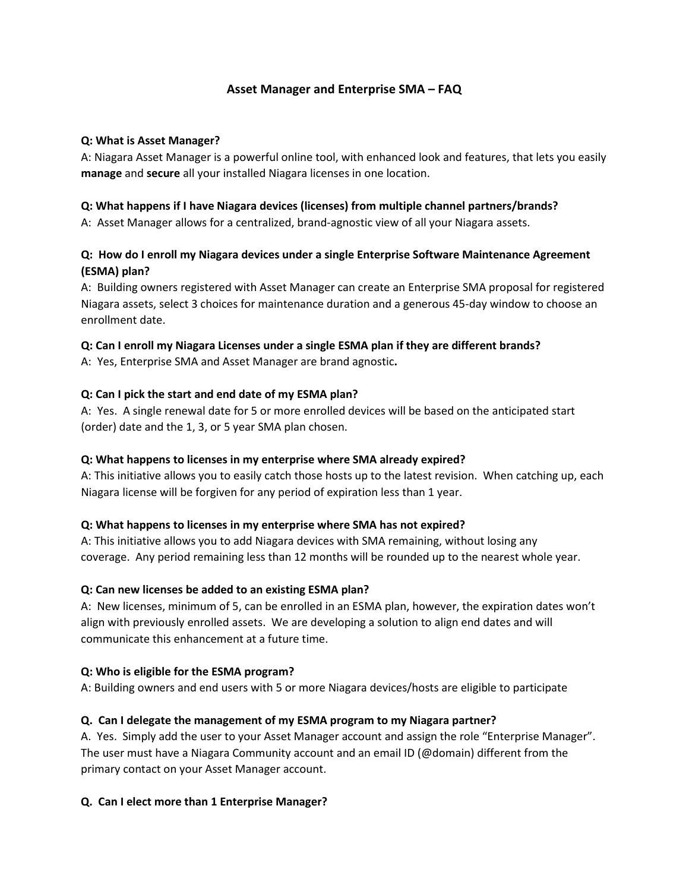# Asset Manager and Enterprise SMA – FAQ

**Q: What is Asset Manager?**
A: Niagara Asset Manager is a powerful online tool, with enhanced look and features, that lets you easily **manage** and **secure** all your installed Niagara licenses in one location.

**Q: What happens if I have Niagara devices (licenses) from multiple channel partners/brands?**
A: Asset Manager allows for a centralized, brand-agnostic view of all your Niagara assets.

**Q: How do I enroll my Niagara devices under a single Enterprise Software Maintenance Agreement (ESMA) plan?**
A: Building owners registered with Asset Manager can create an Enterprise SMA proposal for registered Niagara assets, select 3 choices for maintenance duration and a generous 45-day window to choose an enrollment date.

**Q: Can I enroll my Niagara Licenses under a single ESMA plan if they are different brands?**
A: Yes, Enterprise SMA and Asset Manager are brand agnostic**.**

**Q: Can I pick the start and end date of my ESMA plan?**
A: Yes. A single renewal date for 5 or more enrolled devices will be based on the anticipated start (order) date and the 1, 3, or 5 year SMA plan chosen.

**Q: What happens to licenses in my enterprise where SMA already expired?**
A: This initiative allows you to easily catch those hosts up to the latest revision. When catching up, each Niagara license will be forgiven for any period of expiration less than 1 year.

**Q: What happens to licenses in my enterprise where SMA has not expired?**
A: This initiative allows you to add Niagara devices with SMA remaining, without losing any coverage. Any period remaining less than 12 months will be rounded up to the nearest whole year.

**Q: Can new licenses be added to an existing ESMA plan?**
A: New licenses, minimum of 5, can be enrolled in an ESMA plan, however, the expiration dates won't align with previously enrolled assets. We are developing a solution to align end dates and will communicate this enhancement at a future time.

**Q: Who is eligible for the ESMA program?**
A: Building owners and end users with 5 or more Niagara devices/hosts are eligible to participate

**Q. Can I delegate the management of my ESMA program to my Niagara partner?**
A. Yes. Simply add the user to your Asset Manager account and assign the role "Enterprise Manager". The user must have a Niagara Community account and an email ID (@domain) different from the primary contact on your Asset Manager account.

**Q. Can I elect more than 1 Enterprise Manager?**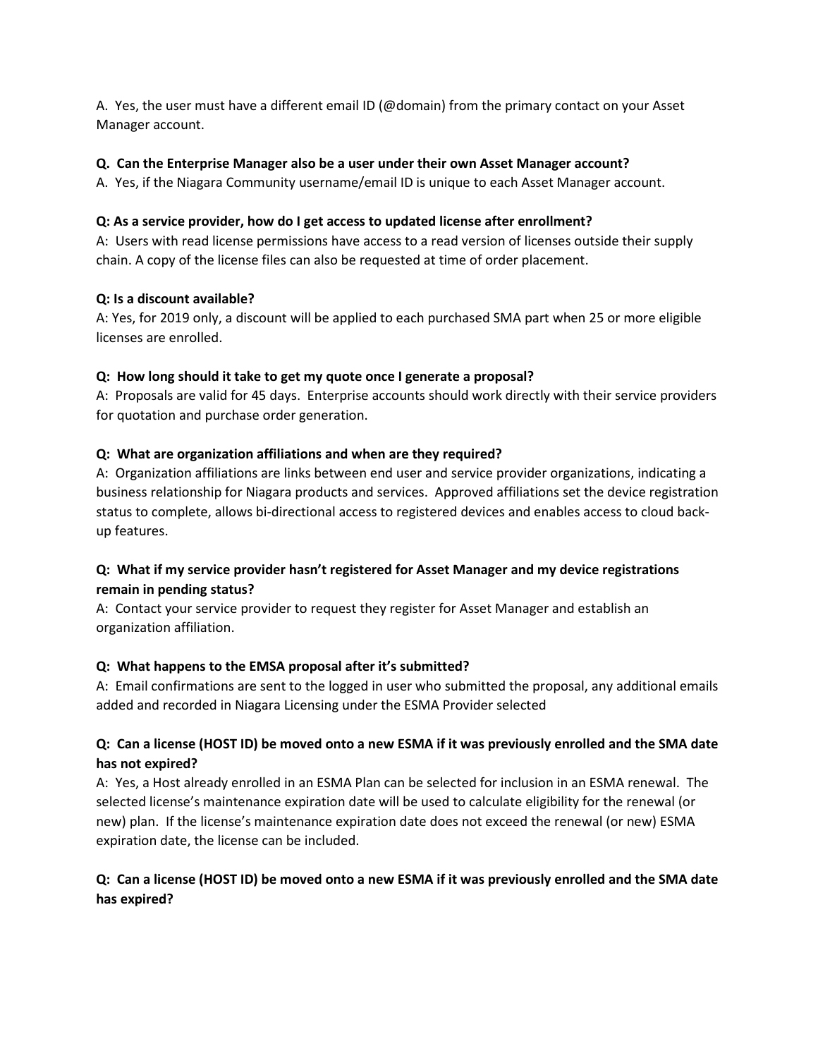A. Yes, the user must have a different email ID (@domain) from the primary contact on your Asset Manager account.

**Q. Can the Enterprise Manager also be a user under their own Asset Manager account?**

A. Yes, if the Niagara Community username/email ID is unique to each Asset Manager account.

**Q: As a service provider, how do I get access to updated license after enrollment?**

A: Users with read license permissions have access to a read version of licenses outside their supply chain. A copy of the license files can also be requested at time of order placement.

**Q: Is a discount available?**

A: Yes, for 2019 only, a discount will be applied to each purchased SMA part when 25 or more eligible licenses are enrolled.

**Q: How long should it take to get my quote once I generate a proposal?**

A: Proposals are valid for 45 days. Enterprise accounts should work directly with their service providers for quotation and purchase order generation.

**Q: What are organization affiliations and when are they required?**

A: Organization affiliations are links between end user and service provider organizations, indicating a business relationship for Niagara products and services. Approved affiliations set the device registration status to complete, allows bi-directional access to registered devices and enables access to cloud back-up features.

**Q: What if my service provider hasn't registered for Asset Manager and my device registrations remain in pending status?**

A: Contact your service provider to request they register for Asset Manager and establish an organization affiliation.

**Q: What happens to the EMSA proposal after it's submitted?**

A: Email confirmations are sent to the logged in user who submitted the proposal, any additional emails added and recorded in Niagara Licensing under the ESMA Provider selected

**Q: Can a license (HOST ID) be moved onto a new ESMA if it was previously enrolled and the SMA date has not expired?**

A: Yes, a Host already enrolled in an ESMA Plan can be selected for inclusion in an ESMA renewal. The selected license's maintenance expiration date will be used to calculate eligibility for the renewal (or new) plan. If the license's maintenance expiration date does not exceed the renewal (or new) ESMA expiration date, the license can be included.

**Q: Can a license (HOST ID) be moved onto a new ESMA if it was previously enrolled and the SMA date has expired?**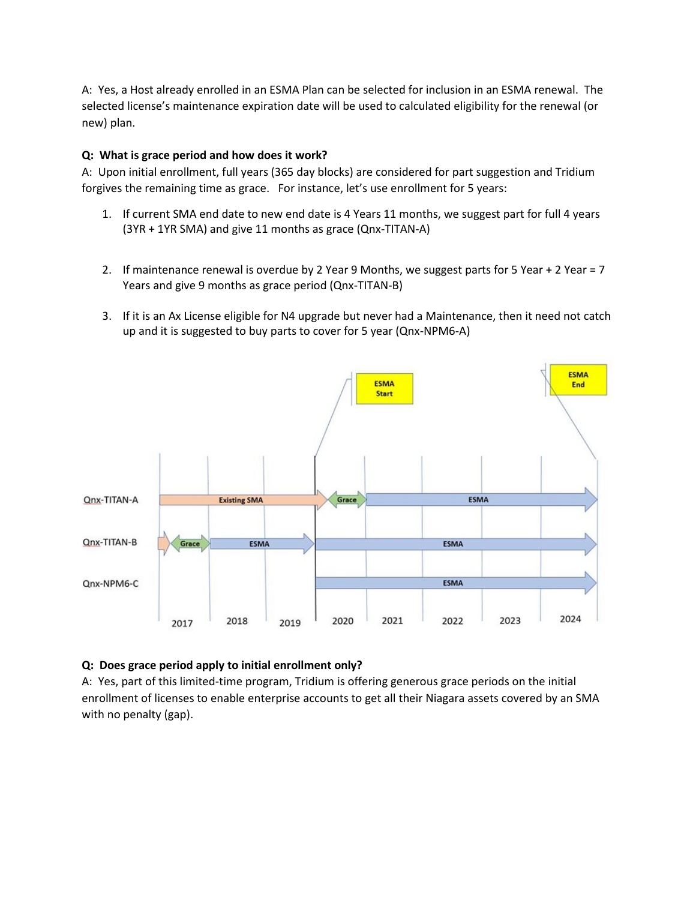A: Yes, a Host already enrolled in an ESMA Plan can be selected for inclusion in an ESMA renewal. The selected license's maintenance expiration date will be used to calculated eligibility for the renewal (or new) plan.

**Q: What is grace period and how does it work?**

A: Upon initial enrollment, full years (365 day blocks) are considered for part suggestion and Tridium forgives the remaining time as grace. For instance, let's use enrollment for 5 years:

1. If current SMA end date to new end date is 4 Years 11 months, we suggest part for full 4 years (3YR + 1YR SMA) and give 11 months as grace (Qnx-TITAN-A)
2. If maintenance renewal is overdue by 2 Year 9 Months, we suggest parts for 5 Year + 2 Year = 7 Years and give 9 months as grace period (Qnx-TITAN-B)
3. If it is an Ax License eligible for N4 upgrade but never had a Maintenance, then it need not catch up and it is suggested to buy parts to cover for 5 year (Qnx-NPM6-A)

ESMA Start

ESMA End

Qnx-TITAN-A

Existing SMA

Grace

ESMA

Qnx-TITAN-B

Grace

ESMA

ESMA

Qnx-NPM6-C

ESMA

2017

2018

2019

2020

2021

2022

2023

2024

**Q: Does grace period apply to initial enrollment only?**

A: Yes, part of this limited-time program, Tridium is offering generous grace periods on the initial enrollment of licenses to enable enterprise accounts to get all their Niagara assets covered by an SMA with no penalty (gap).